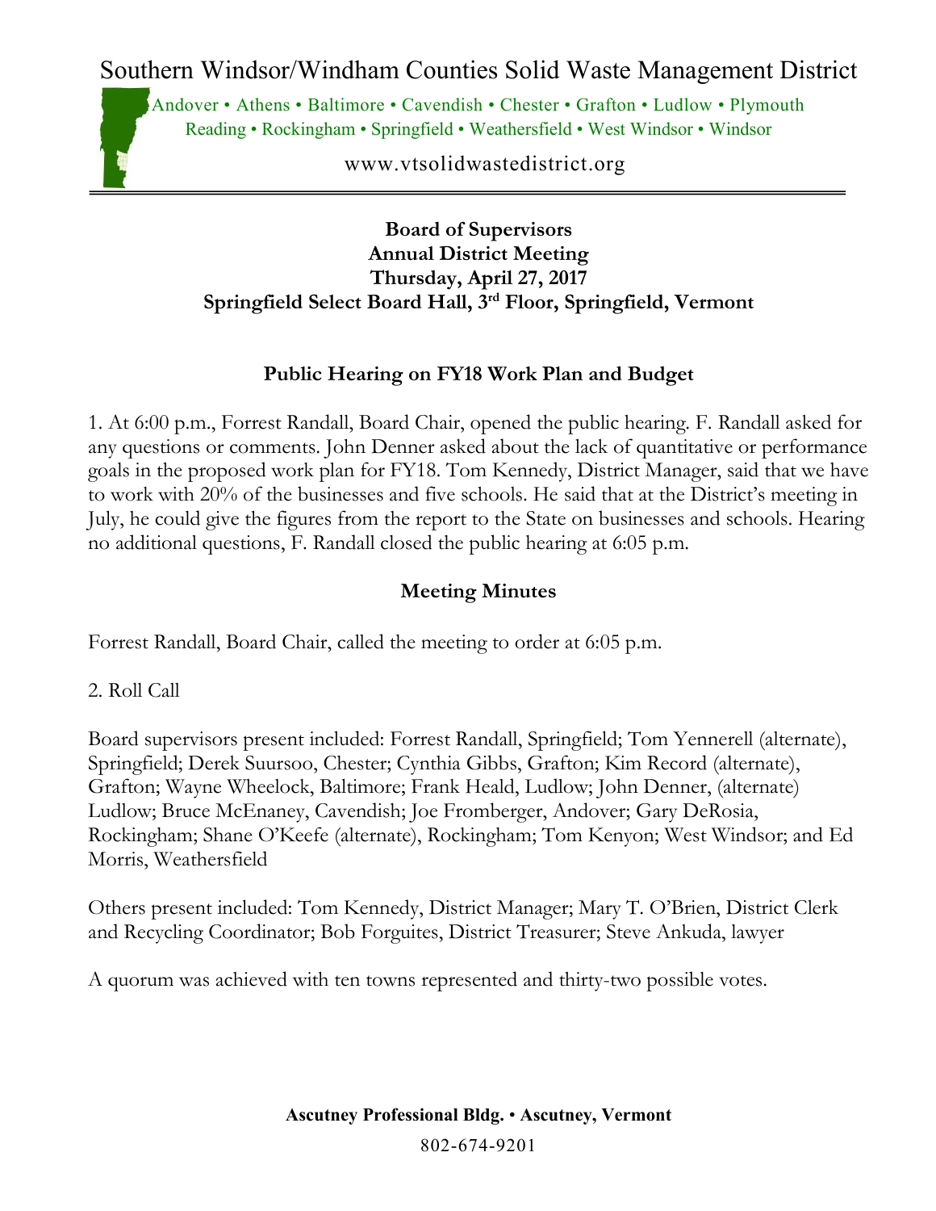# Southern Windsor/Windham Counties Solid Waste Management District

Andover • Athens • Baltimore • Cavendish • Chester • Grafton • Ludlow • Plymouth
Reading • Rockingham • Springfield • Weathersfield • West Windsor • Windsor

www.vtsolidwastedistrict.org

**Board of Supervisors**
**Annual District Meeting**
**Thursday, April 27, 2017**
**Springfield Select Board Hall, 3rd Floor, Springfield, Vermont**

## Public Hearing on FY18 Work Plan and Budget

1. At 6:00 p.m., Forrest Randall, Board Chair, opened the public hearing. F. Randall asked for any questions or comments. John Denner asked about the lack of quantitative or performance goals in the proposed work plan for FY18. Tom Kennedy, District Manager, said that we have to work with 20% of the businesses and five schools. He said that at the District's meeting in July, he could give the figures from the report to the State on businesses and schools. Hearing no additional questions, F. Randall closed the public hearing at 6:05 p.m.

## Meeting Minutes

Forrest Randall, Board Chair, called the meeting to order at 6:05 p.m.

2. Roll Call

Board supervisors present included: Forrest Randall, Springfield; Tom Yennerell (alternate), Springfield; Derek Suursoo, Chester; Cynthia Gibbs, Grafton; Kim Record (alternate), Grafton; Wayne Wheelock, Baltimore; Frank Heald, Ludlow; John Denner, (alternate) Ludlow; Bruce McEnaney, Cavendish; Joe Fromberger, Andover; Gary DeRosia, Rockingham; Shane O'Keefe (alternate), Rockingham; Tom Kenyon; West Windsor; and Ed Morris, Weathersfield

Others present included: Tom Kennedy, District Manager; Mary T. O'Brien, District Clerk and Recycling Coordinator; Bob Forguites, District Treasurer; Steve Ankuda, lawyer

A quorum was achieved with ten towns represented and thirty-two possible votes.

**Ascutney Professional Bldg. • Ascutney, Vermont**

802-674-9201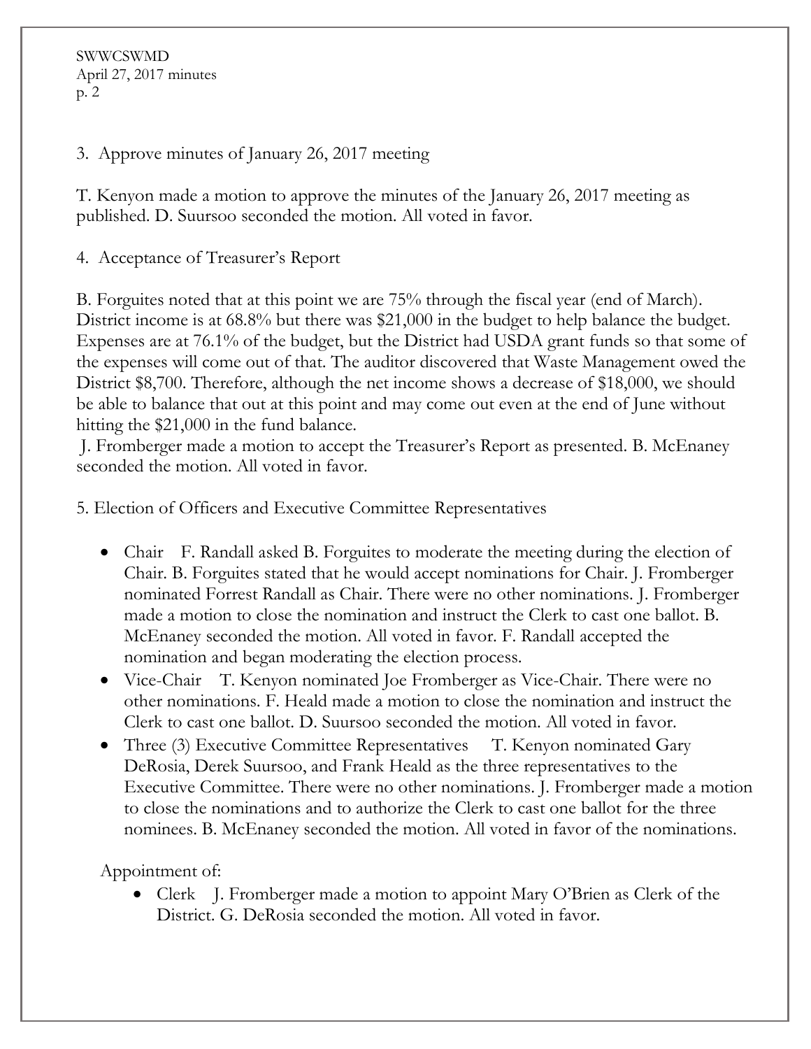3. Approve minutes of January 26, 2017 meeting

T. Kenyon made a motion to approve the minutes of the January 26, 2017 meeting as published. D. Suursoo seconded the motion. All voted in favor.

4. Acceptance of Treasurer's Report

B. Forguites noted that at this point we are 75% through the fiscal year (end of March). District income is at 68.8% but there was $21,000 in the budget to help balance the budget. Expenses are at 76.1% of the budget, but the District had USDA grant funds so that some of the expenses will come out of that. The auditor discovered that Waste Management owed the District $8,700. Therefore, although the net income shows a decrease of $18,000, we should be able to balance that out at this point and may come out even at the end of June without hitting the $21,000 in the fund balance.

J. Fromberger made a motion to accept the Treasurer's Report as presented. B. McEnaney seconded the motion. All voted in favor.

5. Election of Officers and Executive Committee Representatives

- Chair F. Randall asked B. Forguites to moderate the meeting during the election of Chair. B. Forguites stated that he would accept nominations for Chair. J. Fromberger nominated Forrest Randall as Chair. There were no other nominations. J. Fromberger made a motion to close the nomination and instruct the Clerk to cast one ballot. B. McEnaney seconded the motion. All voted in favor. F. Randall accepted the nomination and began moderating the election process.
- Vice-Chair T. Kenyon nominated Joe Fromberger as Vice-Chair. There were no other nominations. F. Heald made a motion to close the nomination and instruct the Clerk to cast one ballot. D. Suursoo seconded the motion. All voted in favor.
- Three (3) Executive Committee Representatives T. Kenyon nominated Gary DeRosia, Derek Suursoo, and Frank Heald as the three representatives to the Executive Committee. There were no other nominations. J. Fromberger made a motion to close the nominations and to authorize the Clerk to cast one ballot for the three nominees. B. McEnaney seconded the motion. All voted in favor of the nominations.

Appointment of:

- Clerk J. Fromberger made a motion to appoint Mary O'Brien as Clerk of the District. G. DeRosia seconded the motion. All voted in favor.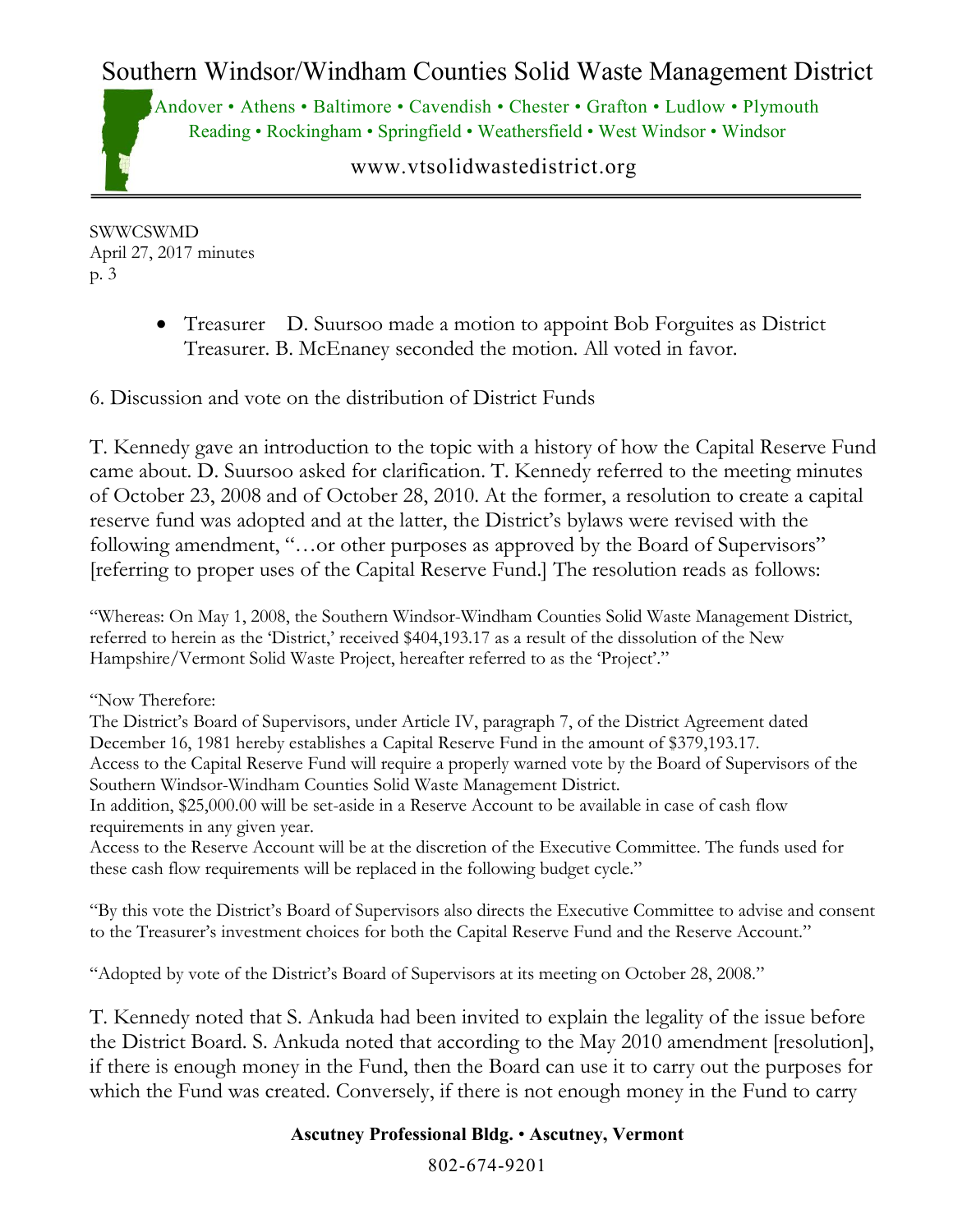- Treasurer D. Suursoo made a motion to appoint Bob Forguites as District Treasurer. B. McEnaney seconded the motion. All voted in favor.

6. Discussion and vote on the distribution of District Funds

T. Kennedy gave an introduction to the topic with a history of how the Capital Reserve Fund came about. D. Suursoo asked for clarification. T. Kennedy referred to the meeting minutes of October 23, 2008 and of October 28, 2010. At the former, a resolution to create a capital reserve fund was adopted and at the latter, the District's bylaws were revised with the following amendment, "…or other purposes as approved by the Board of Supervisors" [referring to proper uses of the Capital Reserve Fund.] The resolution reads as follows:

"Whereas: On May 1, 2008, the Southern Windsor-Windham Counties Solid Waste Management District, referred to herein as the 'District,' received $404,193.17 as a result of the dissolution of the New Hampshire/Vermont Solid Waste Project, hereafter referred to as the 'Project'."

"Now Therefore:
The District's Board of Supervisors, under Article IV, paragraph 7, of the District Agreement dated December 16, 1981 hereby establishes a Capital Reserve Fund in the amount of $379,193.17.
Access to the Capital Reserve Fund will require a properly warned vote by the Board of Supervisors of the Southern Windsor-Windham Counties Solid Waste Management District.
In addition, $25,000.00 will be set-aside in a Reserve Account to be available in case of cash flow requirements in any given year.
Access to the Reserve Account will be at the discretion of the Executive Committee. The funds used for these cash flow requirements will be replaced in the following budget cycle."

"By this vote the District's Board of Supervisors also directs the Executive Committee to advise and consent to the Treasurer's investment choices for both the Capital Reserve Fund and the Reserve Account."

"Adopted by vote of the District's Board of Supervisors at its meeting on October 28, 2008."

T. Kennedy noted that S. Ankuda had been invited to explain the legality of the issue before the District Board. S. Ankuda noted that according to the May 2010 amendment [resolution], if there is enough money in the Fund, then the Board can use it to carry out the purposes for which the Fund was created. Conversely, if there is not enough money in the Fund to carry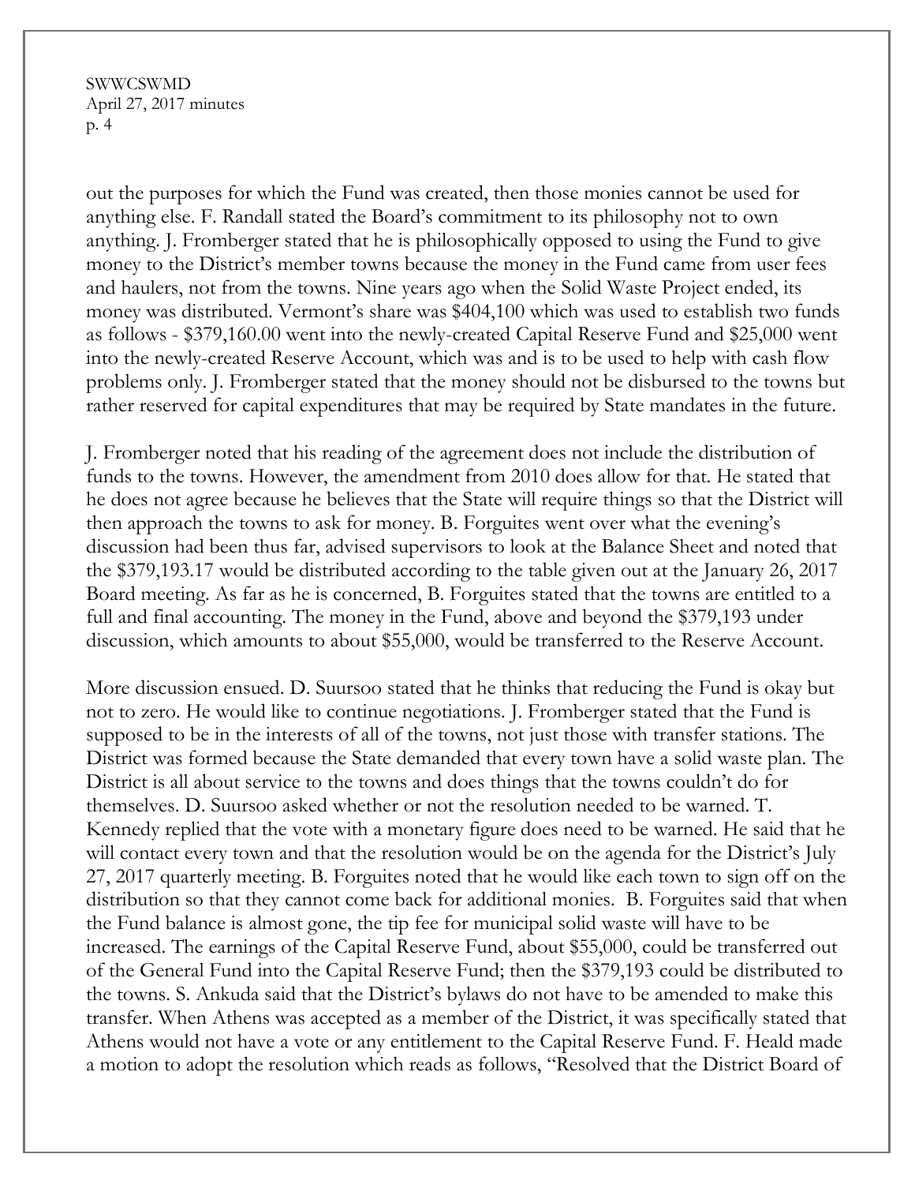out the purposes for which the Fund was created, then those monies cannot be used for anything else. F. Randall stated the Board's commitment to its philosophy not to own anything. J. Fromberger stated that he is philosophically opposed to using the Fund to give money to the District's member towns because the money in the Fund came from user fees and haulers, not from the towns. Nine years ago when the Solid Waste Project ended, its money was distributed. Vermont's share was $404,100 which was used to establish two funds as follows - $379,160.00 went into the newly-created Capital Reserve Fund and $25,000 went into the newly-created Reserve Account, which was and is to be used to help with cash flow problems only. J. Fromberger stated that the money should not be disbursed to the towns but rather reserved for capital expenditures that may be required by State mandates in the future.

J. Fromberger noted that his reading of the agreement does not include the distribution of funds to the towns. However, the amendment from 2010 does allow for that. He stated that he does not agree because he believes that the State will require things so that the District will then approach the towns to ask for money. B. Forguites went over what the evening's discussion had been thus far, advised supervisors to look at the Balance Sheet and noted that the $379,193.17 would be distributed according to the table given out at the January 26, 2017 Board meeting. As far as he is concerned, B. Forguites stated that the towns are entitled to a full and final accounting. The money in the Fund, above and beyond the $379,193 under discussion, which amounts to about $55,000, would be transferred to the Reserve Account.

More discussion ensued. D. Suursoo stated that he thinks that reducing the Fund is okay but not to zero. He would like to continue negotiations. J. Fromberger stated that the Fund is supposed to be in the interests of all of the towns, not just those with transfer stations. The District was formed because the State demanded that every town have a solid waste plan. The District is all about service to the towns and does things that the towns couldn't do for themselves. D. Suursoo asked whether or not the resolution needed to be warned. T. Kennedy replied that the vote with a monetary figure does need to be warned. He said that he will contact every town and that the resolution would be on the agenda for the District's July 27, 2017 quarterly meeting. B. Forguites noted that he would like each town to sign off on the distribution so that they cannot come back for additional monies. B. Forguites said that when the Fund balance is almost gone, the tip fee for municipal solid waste will have to be increased. The earnings of the Capital Reserve Fund, about $55,000, could be transferred out of the General Fund into the Capital Reserve Fund; then the $379,193 could be distributed to the towns. S. Ankuda said that the District's bylaws do not have to be amended to make this transfer. When Athens was accepted as a member of the District, it was specifically stated that Athens would not have a vote or any entitlement to the Capital Reserve Fund. F. Heald made a motion to adopt the resolution which reads as follows, "Resolved that the District Board of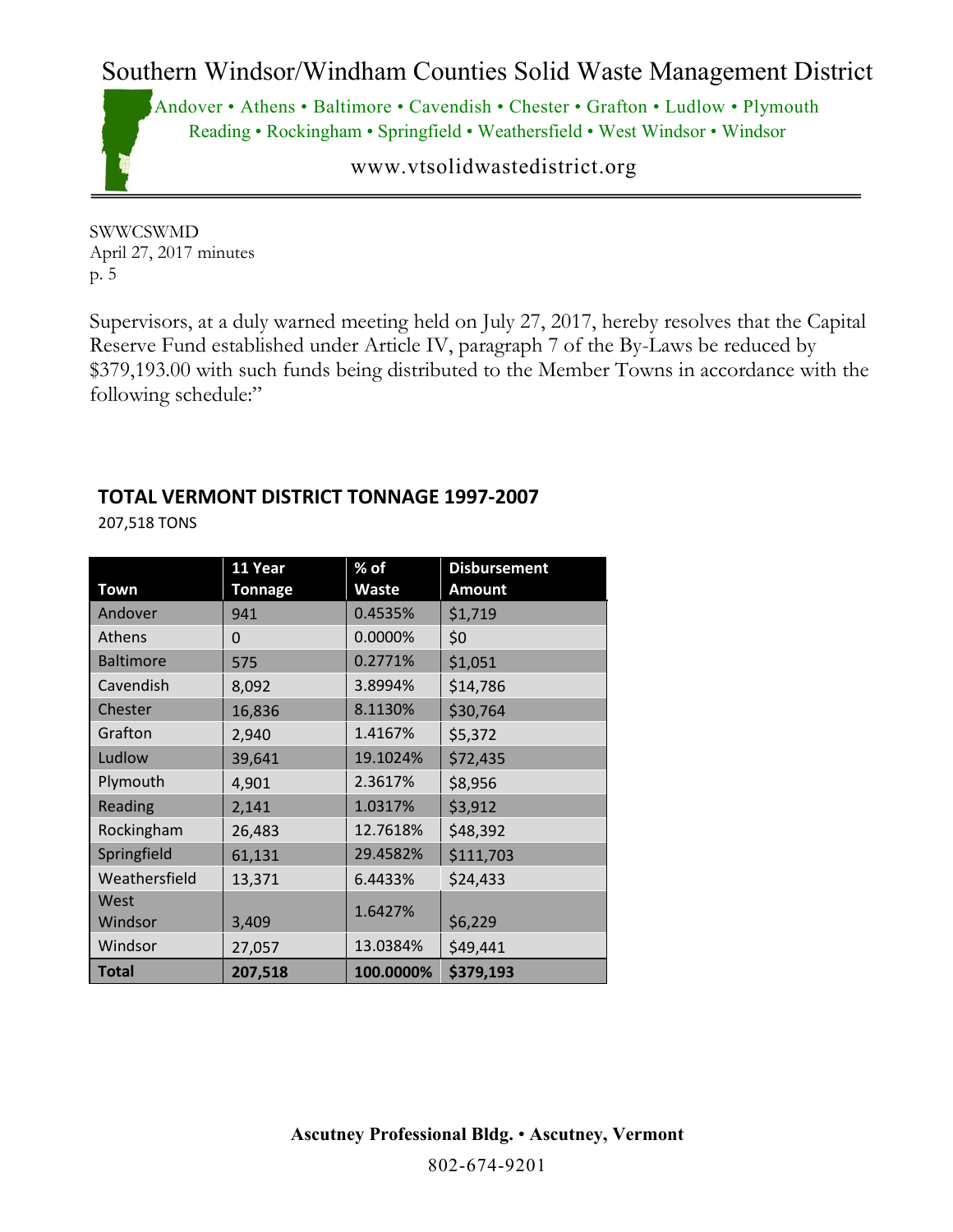SWWCSWMD
April 27, 2017 minutes
p. 5

Supervisors, at a duly warned meeting held on July 27, 2017, hereby resolves that the Capital Reserve Fund established under Article IV, paragraph 7 of the By-Laws be reduced by $379,193.00 with such funds being distributed to the Member Towns in accordance with the following schedule:"

## TOTAL VERMONT DISTRICT TONNAGE 1997-2007

207,518 TONS

| Town | 11 Year Tonnage | % of Waste | Disbursement Amount |
|---|---|---|---|
| Andover | 941 | 0.4535% | $1,719 |
| Athens | 0 | 0.0000% | $0 |
| Baltimore | 575 | 0.2771% | $1,051 |
| Cavendish | 8,092 | 3.8994% | $14,786 |
| Chester | 16,836 | 8.1130% | $30,764 |
| Grafton | 2,940 | 1.4167% | $5,372 |
| Ludlow | 39,641 | 19.1024% | $72,435 |
| Plymouth | 4,901 | 2.3617% | $8,956 |
| Reading | 2,141 | 1.0317% | $3,912 |
| Rockingham | 26,483 | 12.7618% | $48,392 |
| Springfield | 61,131 | 29.4582% | $111,703 |
| Weathersfield | 13,371 | 6.4433% | $24,433 |
| West Windsor | 3,409 | 1.6427% | $6,229 |
| Windsor | 27,057 | 13.0384% | $49,441 |
| **Total** | **207,518** | **100.0000%** | **$379,193** |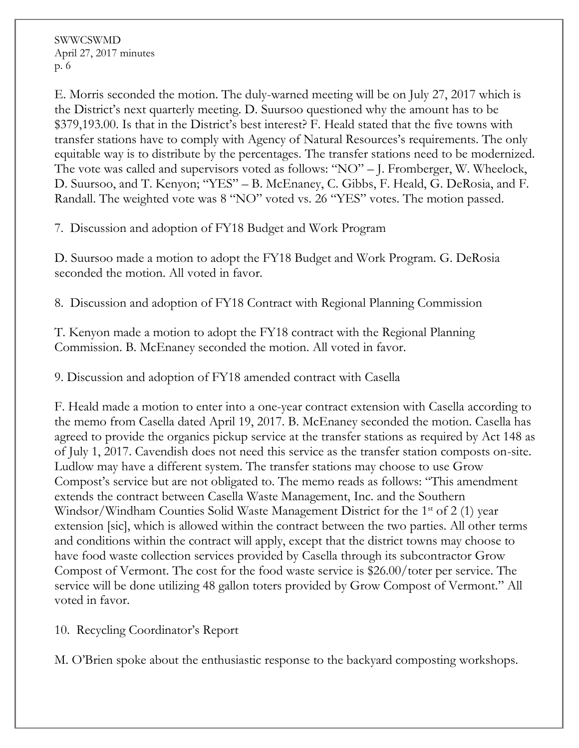E. Morris seconded the motion. The duly-warned meeting will be on July 27, 2017 which is the District's next quarterly meeting. D. Suursoo questioned why the amount has to be $379,193.00. Is that in the District's best interest? F. Heald stated that the five towns with transfer stations have to comply with Agency of Natural Resources's requirements. The only equitable way is to distribute by the percentages. The transfer stations need to be modernized. The vote was called and supervisors voted as follows: "NO" – J. Fromberger, W. Wheelock, D. Suursoo, and T. Kenyon; "YES" – B. McEnaney, C. Gibbs, F. Heald, G. DeRosia, and F. Randall. The weighted vote was 8 "NO" voted vs. 26 "YES" votes. The motion passed.

7. Discussion and adoption of FY18 Budget and Work Program

D. Suursoo made a motion to adopt the FY18 Budget and Work Program. G. DeRosia seconded the motion. All voted in favor.

8. Discussion and adoption of FY18 Contract with Regional Planning Commission

T. Kenyon made a motion to adopt the FY18 contract with the Regional Planning Commission. B. McEnaney seconded the motion. All voted in favor.

9. Discussion and adoption of FY18 amended contract with Casella

F. Heald made a motion to enter into a one-year contract extension with Casella according to the memo from Casella dated April 19, 2017. B. McEnaney seconded the motion. Casella has agreed to provide the organics pickup service at the transfer stations as required by Act 148 as of July 1, 2017. Cavendish does not need this service as the transfer station composts on-site. Ludlow may have a different system. The transfer stations may choose to use Grow Compost's service but are not obligated to. The memo reads as follows: "This amendment extends the contract between Casella Waste Management, Inc. and the Southern Windsor/Windham Counties Solid Waste Management District for the 1st of 2 (1) year extension [sic], which is allowed within the contract between the two parties. All other terms and conditions within the contract will apply, except that the district towns may choose to have food waste collection services provided by Casella through its subcontractor Grow Compost of Vermont. The cost for the food waste service is $26.00/toter per service. The service will be done utilizing 48 gallon toters provided by Grow Compost of Vermont." All voted in favor.

10. Recycling Coordinator's Report

M. O'Brien spoke about the enthusiastic response to the backyard composting workshops.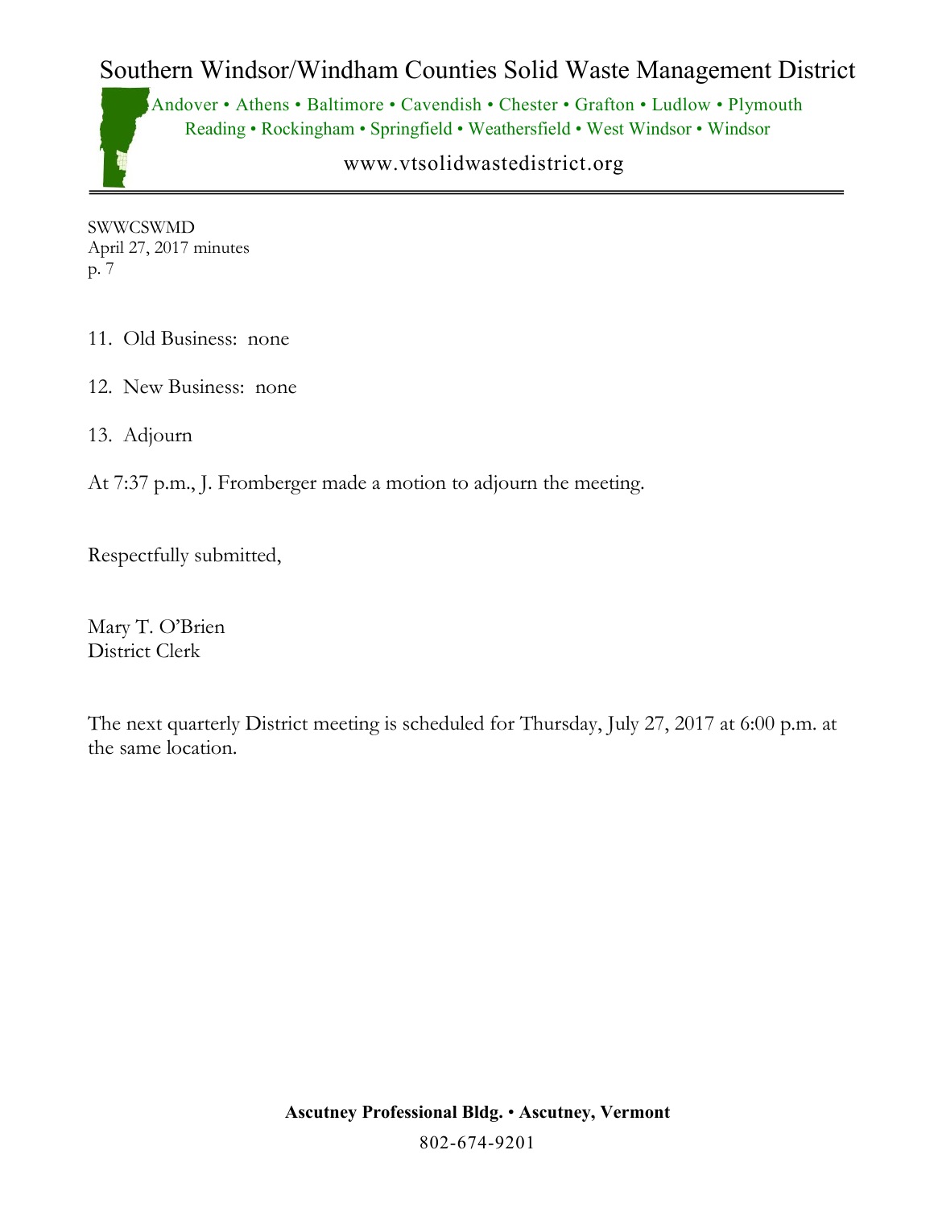# Southern Windsor/Windham Counties Solid Waste Management District

Andover • Athens • Baltimore • Cavendish • Chester • Grafton • Ludlow • Plymouth
Reading • Rockingham • Springfield • Weathersfield • West Windsor • Windsor

www.vtsolidwastedistrict.org

SWWCSWMD
April 27, 2017 minutes
p. 7

11. Old Business: none

12. New Business: none

13. Adjourn

At 7:37 p.m., J. Fromberger made a motion to adjourn the meeting.

Respectfully submitted,

Mary T. O'Brien
District Clerk

The next quarterly District meeting is scheduled for Thursday, July 27, 2017 at 6:00 p.m. at the same location.

**Ascutney Professional Bldg. • Ascutney, Vermont**

802-674-9201